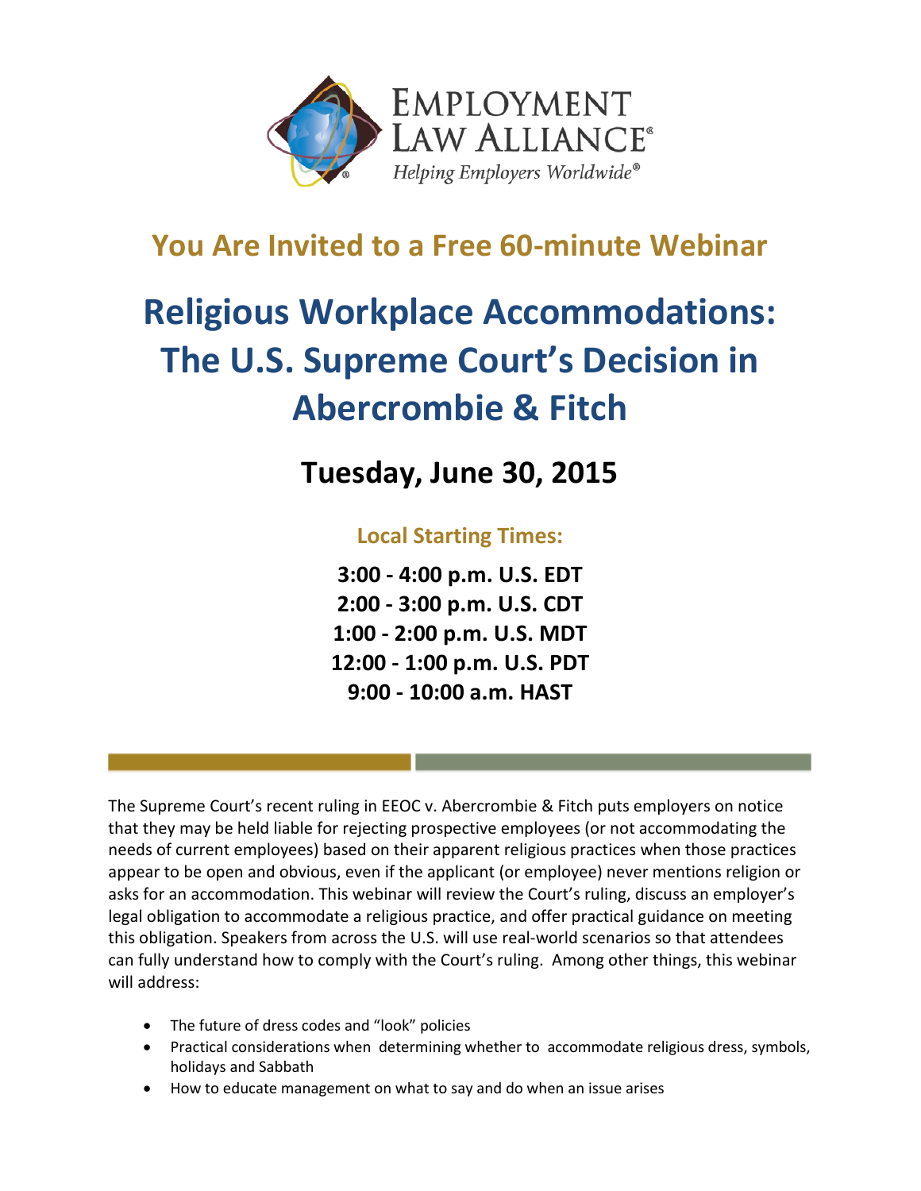EMPLOYMENT LAW ALLIANCE®

*Helping Employers Worldwide®*

## You Are Invited to a Free 60-minute Webinar

# Religious Workplace Accommodations: The U.S. Supreme Court's Decision in Abercrombie & Fitch

## Tuesday, June 30, 2015

**Local Starting Times:**

**3:00 - 4:00 p.m. U.S. EDT**
**2:00 - 3:00 p.m. U.S. CDT**
**1:00 - 2:00 p.m. U.S. MDT**
**12:00 - 1:00 p.m. U.S. PDT**
**9:00 - 10:00 a.m. HAST**

The Supreme Court's recent ruling in EEOC v. Abercrombie & Fitch puts employers on notice that they may be held liable for rejecting prospective employees (or not accommodating the needs of current employees) based on their apparent religious practices when those practices appear to be open and obvious, even if the applicant (or employee) never mentions religion or asks for an accommodation. This webinar will review the Court's ruling, discuss an employer's legal obligation to accommodate a religious practice, and offer practical guidance on meeting this obligation. Speakers from across the U.S. will use real-world scenarios so that attendees can fully understand how to comply with the Court's ruling. Among other things, this webinar will address:

- The future of dress codes and "look" policies
- Practical considerations when determining whether to accommodate religious dress, symbols, holidays and Sabbath
- How to educate management on what to say and do when an issue arises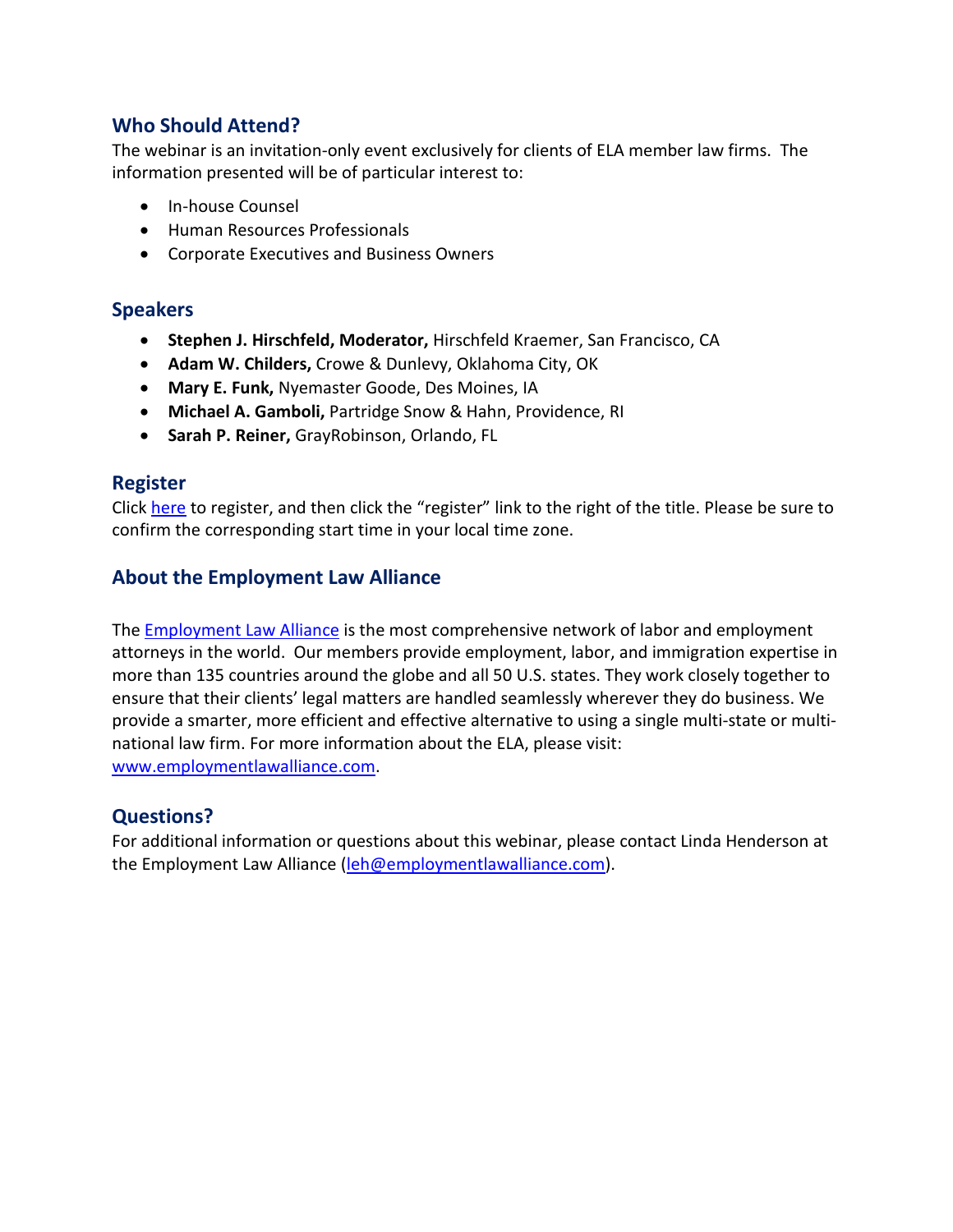## Who Should Attend?

The webinar is an invitation-only event exclusively for clients of ELA member law firms. The information presented will be of particular interest to:

- In-house Counsel
- Human Resources Professionals
- Corporate Executives and Business Owners

## Speakers

- **Stephen J. Hirschfeld, Moderator,** Hirschfeld Kraemer, San Francisco, CA
- **Adam W. Childers,** Crowe & Dunlevy, Oklahoma City, OK
- **Mary E. Funk,** Nyemaster Goode, Des Moines, IA
- **Michael A. Gamboli,** Partridge Snow & Hahn, Providence, RI
- **Sarah P. Reiner,** GrayRobinson, Orlando, FL

## Register

Click here to register, and then click the "register" link to the right of the title. Please be sure to confirm the corresponding start time in your local time zone.

## About the Employment Law Alliance

The Employment Law Alliance is the most comprehensive network of labor and employment attorneys in the world. Our members provide employment, labor, and immigration expertise in more than 135 countries around the globe and all 50 U.S. states. They work closely together to ensure that their clients' legal matters are handled seamlessly wherever they do business. We provide a smarter, more efficient and effective alternative to using a single multi-state or multi-national law firm. For more information about the ELA, please visit: www.employmentlawalliance.com.

## Questions?

For additional information or questions about this webinar, please contact Linda Henderson at the Employment Law Alliance (leh@employmentlawalliance.com).